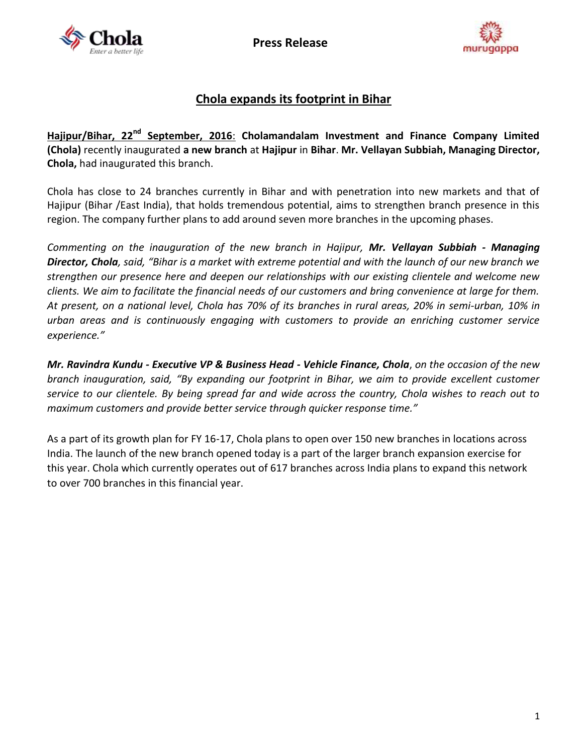**Press Release**

# Chola expands its footprint in Bihar

**Hajipur/Bihar, 22nd September, 2016**: **Cholamandalam Investment and Finance Company Limited (Chola)** recently inaugurated **a new branch** at **Hajipur** in **Bihar**. **Mr. Vellayan Subbiah, Managing Director, Chola,** had inaugurated this branch.

Chola has close to 24 branches currently in Bihar and with penetration into new markets and that of Hajipur (Bihar /East India), that holds tremendous potential, aims to strengthen branch presence in this region. The company further plans to add around seven more branches in the upcoming phases.

*Commenting on the inauguration of the new branch in Hajipur, **Mr. Vellayan Subbiah - Managing Director, Chola**, said, "Bihar is a market with extreme potential and with the launch of our new branch we strengthen our presence here and deepen our relationships with our existing clientele and welcome new clients. We aim to facilitate the financial needs of our customers and bring convenience at large for them. At present, on a national level, Chola has 70% of its branches in rural areas, 20% in semi-urban, 10% in urban areas and is continuously engaging with customers to provide an enriching customer service experience."*

***Mr. Ravindra Kundu - Executive VP & Business Head - Vehicle Finance, Chola**, on the occasion of the new branch inauguration, said, "By expanding our footprint in Bihar, we aim to provide excellent customer service to our clientele. By being spread far and wide across the country, Chola wishes to reach out to maximum customers and provide better service through quicker response time."*

As a part of its growth plan for FY 16-17, Chola plans to open over 150 new branches in locations across India. The launch of the new branch opened today is a part of the larger branch expansion exercise for this year. Chola which currently operates out of 617 branches across India plans to expand this network to over 700 branches in this financial year.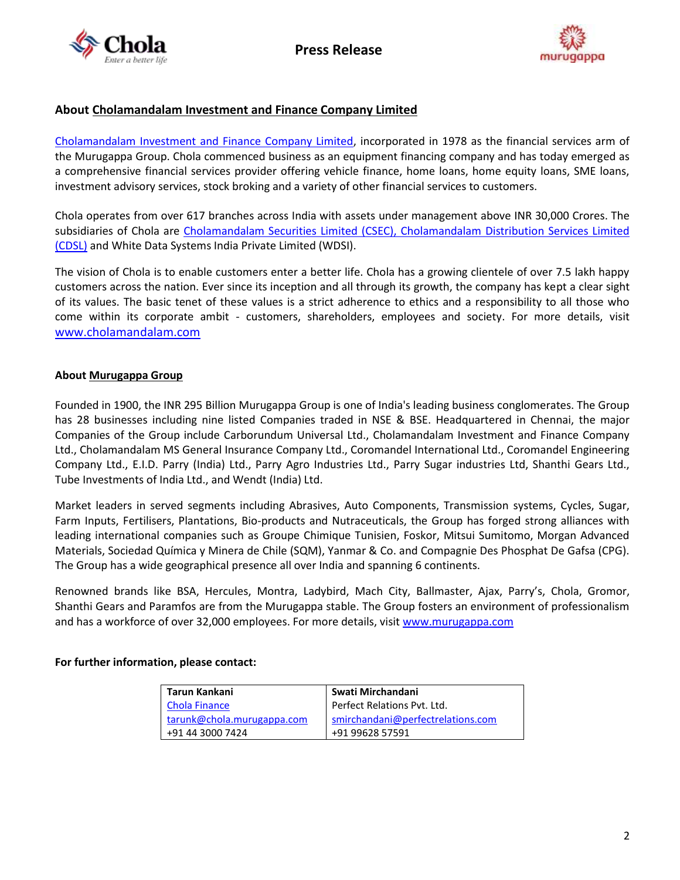## About Cholamandalam Investment and Finance Company Limited

Cholamandalam Investment and Finance Company Limited, incorporated in 1978 as the financial services arm of the Murugappa Group. Chola commenced business as an equipment financing company and has today emerged as a comprehensive financial services provider offering vehicle finance, home loans, home equity loans, SME loans, investment advisory services, stock broking and a variety of other financial services to customers.

Chola operates from over 617 branches across India with assets under management above INR 30,000 Crores. The subsidiaries of Chola are Cholamandalam Securities Limited (CSEC), Cholamandalam Distribution Services Limited (CDSL) and White Data Systems India Private Limited (WDSI).

The vision of Chola is to enable customers enter a better life. Chola has a growing clientele of over 7.5 lakh happy customers across the nation. Ever since its inception and all through its growth, the company has kept a clear sight of its values. The basic tenet of these values is a strict adherence to ethics and a responsibility to all those who come within its corporate ambit - customers, shareholders, employees and society. For more details, visit www.cholamandalam.com

## About Murugappa Group

Founded in 1900, the INR 295 Billion Murugappa Group is one of India's leading business conglomerates. The Group has 28 businesses including nine listed Companies traded in NSE & BSE. Headquartered in Chennai, the major Companies of the Group include Carborundum Universal Ltd., Cholamandalam Investment and Finance Company Ltd., Cholamandalam MS General Insurance Company Ltd., Coromandel International Ltd., Coromandel Engineering Company Ltd., E.I.D. Parry (India) Ltd., Parry Agro Industries Ltd., Parry Sugar industries Ltd, Shanthi Gears Ltd., Tube Investments of India Ltd., and Wendt (India) Ltd.

Market leaders in served segments including Abrasives, Auto Components, Transmission systems, Cycles, Sugar, Farm Inputs, Fertilisers, Plantations, Bio-products and Nutraceuticals, the Group has forged strong alliances with leading international companies such as Groupe Chimique Tunisien, Foskor, Mitsui Sumitomo, Morgan Advanced Materials, Sociedad Química y Minera de Chile (SQM), Yanmar & Co. and Compagnie Des Phosphat De Gafsa (CPG). The Group has a wide geographical presence all over India and spanning 6 continents.

Renowned brands like BSA, Hercules, Montra, Ladybird, Mach City, Ballmaster, Ajax, Parry's, Chola, Gromor, Shanthi Gears and Paramfos are from the Murugappa stable. The Group fosters an environment of professionalism and has a workforce of over 32,000 employees. For more details, visit www.murugappa.com

**For further information, please contact:**

| | |
|---|---|
| **Tarun Kankani** | **Swati Mirchandani** |
| Chola Finance | Perfect Relations Pvt. Ltd. |
| tarunk@chola.murugappa.com | smirchandani@perfectrelations.com |
| +91 44 3000 7424 | +91 99628 57591 |